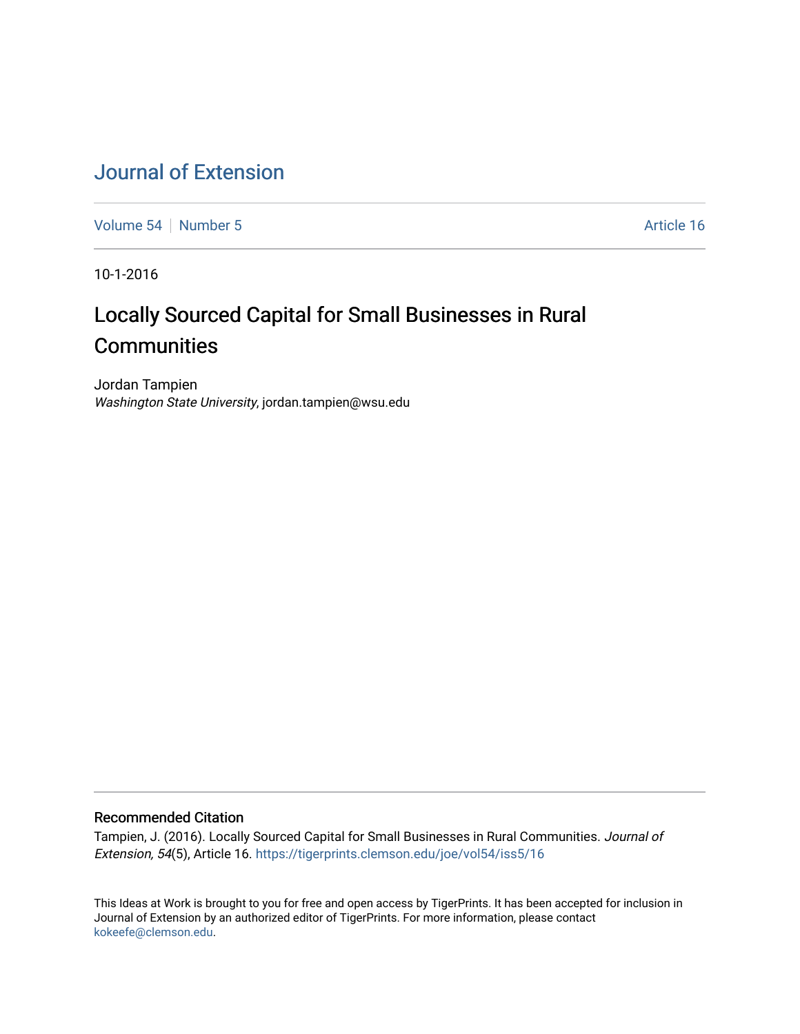# Journal of Extension

Volume 54 | Number 5 Article 16

10-1-2016

## Locally Sourced Capital for Small Businesses in Rural Communities

Jordan Tampien
*Washington State University*, jordan.tampien@wsu.edu

### Recommended Citation

Tampien, J. (2016). Locally Sourced Capital for Small Businesses in Rural Communities. *Journal of Extension, 54*(5), Article 16. https://tigerprints.clemson.edu/joe/vol54/iss5/16

This Ideas at Work is brought to you for free and open access by TigerPrints. It has been accepted for inclusion in Journal of Extension by an authorized editor of TigerPrints. For more information, please contact kokeefe@clemson.edu.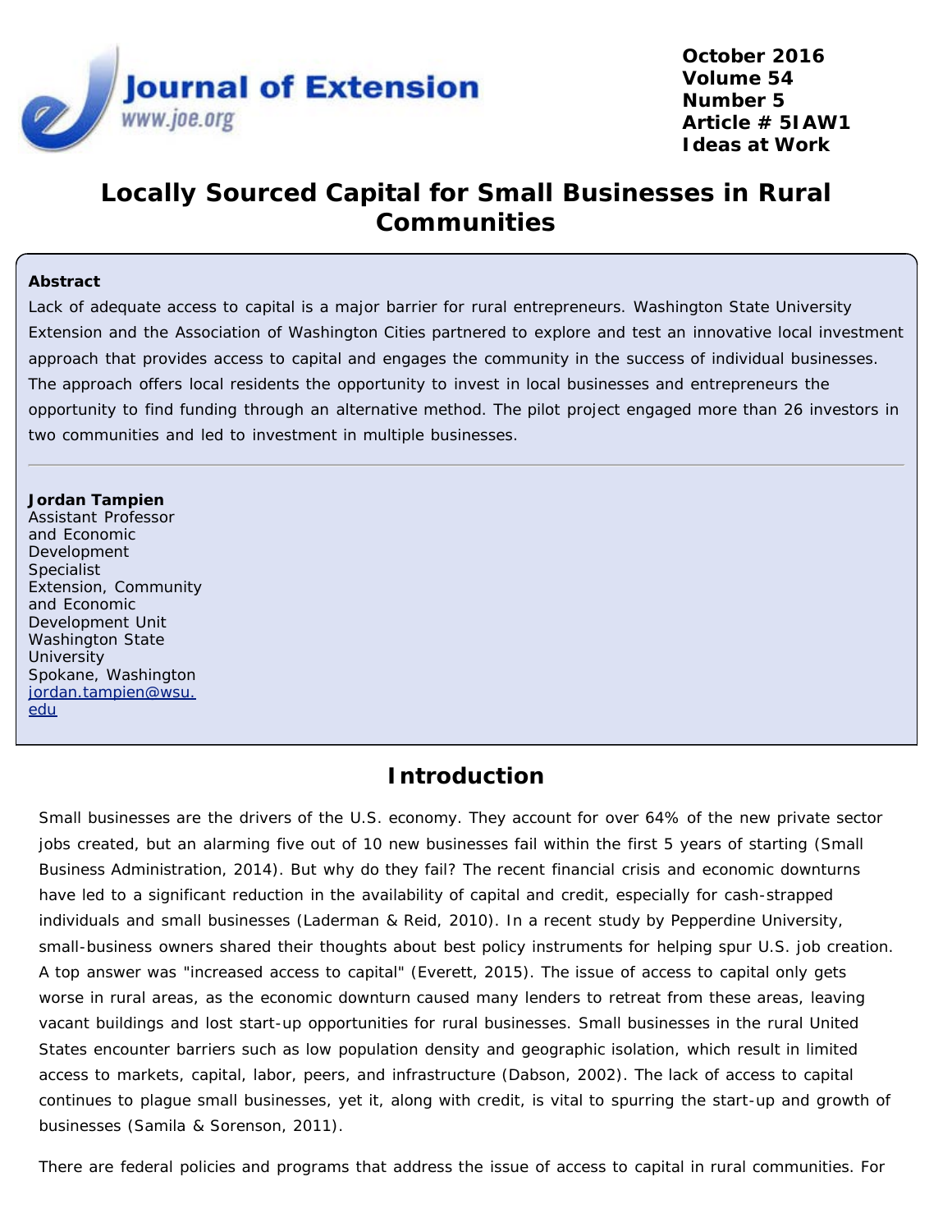# Locally Sourced Capital for Small Businesses in Rural Communities

**Abstract**

Lack of adequate access to capital is a major barrier for rural entrepreneurs. Washington State University Extension and the Association of Washington Cities partnered to explore and test an innovative local investment approach that provides access to capital and engages the community in the success of individual businesses. The approach offers local residents the opportunity to invest in local businesses and entrepreneurs the opportunity to find funding through an alternative method. The pilot project engaged more than 26 investors in two communities and led to investment in multiple businesses.

---

**Jordan Tampien**
Assistant Professor and Economic Development Specialist
Extension, Community and Economic Development Unit
Washington State University
Spokane, Washington
jordan.tampien@wsu.edu

## Introduction

Small businesses are the drivers of the U.S. economy. They account for over 64% of the new private sector jobs created, but an alarming five out of 10 new businesses fail within the first 5 years of starting (Small Business Administration, 2014). But why do they fail? The recent financial crisis and economic downturns have led to a significant reduction in the availability of capital and credit, especially for cash-strapped individuals and small businesses (Laderman & Reid, 2010). In a recent study by Pepperdine University, small-business owners shared their thoughts about best policy instruments for helping spur U.S. job creation. A top answer was "increased access to capital" (Everett, 2015). The issue of access to capital only gets worse in rural areas, as the economic downturn caused many lenders to retreat from these areas, leaving vacant buildings and lost start-up opportunities for rural businesses. Small businesses in the rural United States encounter barriers such as low population density and geographic isolation, which result in limited access to markets, capital, labor, peers, and infrastructure (Dabson, 2002). The lack of access to capital continues to plague small businesses, yet it, along with credit, is vital to spurring the start-up and growth of businesses (Samila & Sorenson, 2011).

There are federal policies and programs that address the issue of access to capital in rural communities. For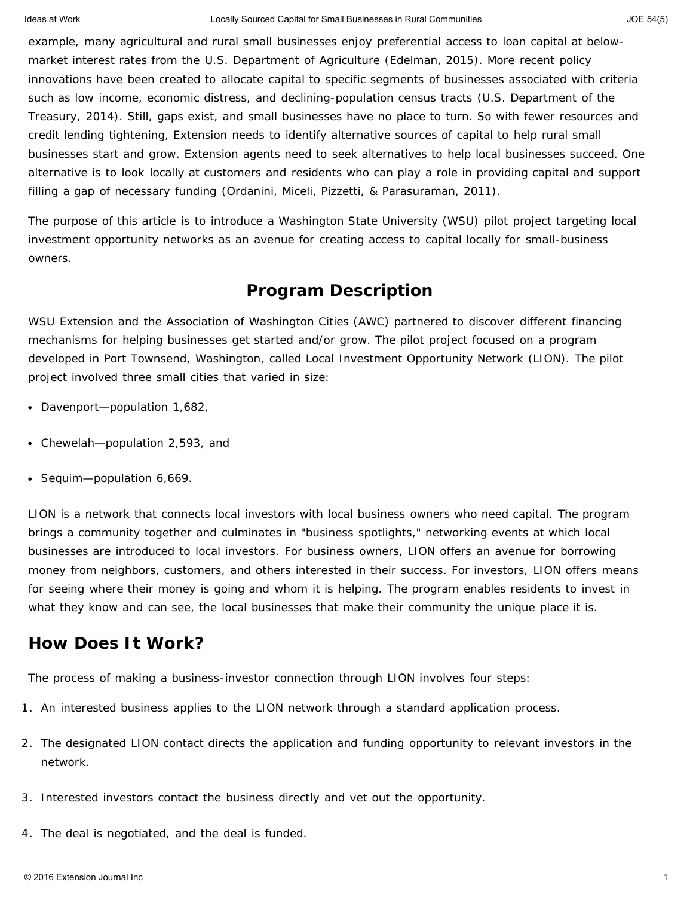example, many agricultural and rural small businesses enjoy preferential access to loan capital at below-market interest rates from the U.S. Department of Agriculture (Edelman, 2015). More recent policy innovations have been created to allocate capital to specific segments of businesses associated with criteria such as low income, economic distress, and declining-population census tracts (U.S. Department of the Treasury, 2014). Still, gaps exist, and small businesses have no place to turn. So with fewer resources and credit lending tightening, Extension needs to identify alternative sources of capital to help rural small businesses start and grow. Extension agents need to seek alternatives to help local businesses succeed. One alternative is to look locally at customers and residents who can play a role in providing capital and support filling a gap of necessary funding (Ordanini, Miceli, Pizzetti, & Parasuraman, 2011).

The purpose of this article is to introduce a Washington State University (WSU) pilot project targeting local investment opportunity networks as an avenue for creating access to capital locally for small-business owners.

## Program Description

WSU Extension and the Association of Washington Cities (AWC) partnered to discover different financing mechanisms for helping businesses get started and/or grow. The pilot project focused on a program developed in Port Townsend, Washington, called Local Investment Opportunity Network (LION). The pilot project involved three small cities that varied in size:

- Davenport—population 1,682,
- Chewelah—population 2,593, and
- Sequim—population 6,669.

LION is a network that connects local investors with local business owners who need capital. The program brings a community together and culminates in "business spotlights," networking events at which local businesses are introduced to local investors. For business owners, LION offers an avenue for borrowing money from neighbors, customers, and others interested in their success. For investors, LION offers means for seeing where their money is going and whom it is helping. The program enables residents to invest in what they know and can see, the local businesses that make their community the unique place it is.

## How Does It Work?

The process of making a business-investor connection through LION involves four steps:

1. An interested business applies to the LION network through a standard application process.
2. The designated LION contact directs the application and funding opportunity to relevant investors in the network.
3. Interested investors contact the business directly and vet out the opportunity.
4. The deal is negotiated, and the deal is funded.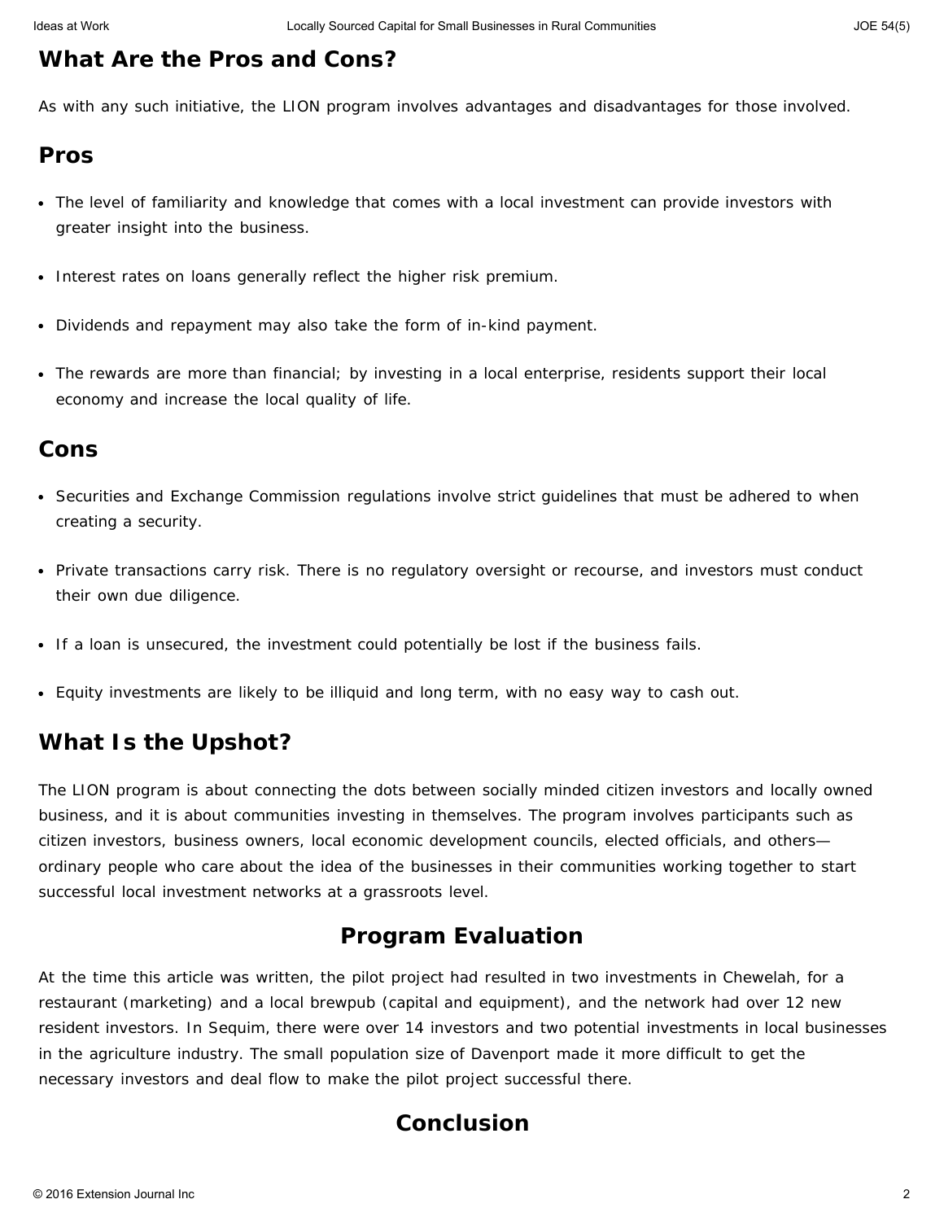## What Are the Pros and Cons?

As with any such initiative, the LION program involves advantages and disadvantages for those involved.

## Pros

- The level of familiarity and knowledge that comes with a local investment can provide investors with greater insight into the business.
- Interest rates on loans generally reflect the higher risk premium.
- Dividends and repayment may also take the form of in-kind payment.
- The rewards are more than financial; by investing in a local enterprise, residents support their local economy and increase the local quality of life.

## Cons

- Securities and Exchange Commission regulations involve strict guidelines that must be adhered to when creating a security.
- Private transactions carry risk. There is no regulatory oversight or recourse, and investors must conduct their own due diligence.
- If a loan is unsecured, the investment could potentially be lost if the business fails.
- Equity investments are likely to be illiquid and long term, with no easy way to cash out.

## What Is the Upshot?

The LION program is about connecting the dots between socially minded citizen investors and locally owned business, and it is about communities investing in themselves. The program involves participants such as citizen investors, business owners, local economic development councils, elected officials, and others—ordinary people who care about the idea of the businesses in their communities working together to start successful local investment networks at a grassroots level.

# Program Evaluation

At the time this article was written, the pilot project had resulted in two investments in Chewelah, for a restaurant (marketing) and a local brewpub (capital and equipment), and the network had over 12 new resident investors. In Sequim, there were over 14 investors and two potential investments in local businesses in the agriculture industry. The small population size of Davenport made it more difficult to get the necessary investors and deal flow to make the pilot project successful there.

# Conclusion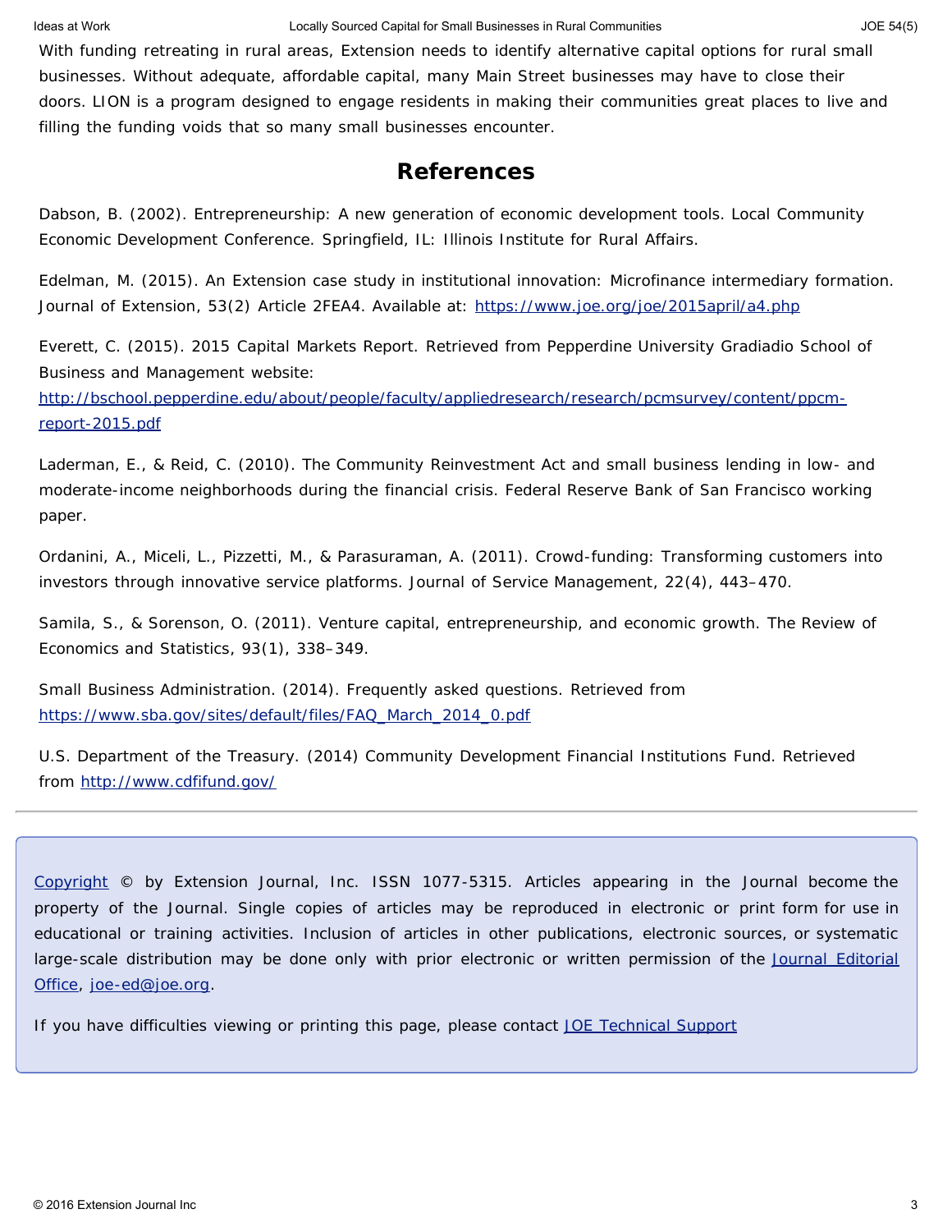With funding retreating in rural areas, Extension needs to identify alternative capital options for rural small businesses. Without adequate, affordable capital, many Main Street businesses may have to close their doors. LION is a program designed to engage residents in making their communities great places to live and filling the funding voids that so many small businesses encounter.

## References

Dabson, B. (2002). Entrepreneurship: A new generation of economic development tools. Local Community Economic Development Conference. Springfield, IL: Illinois Institute for Rural Affairs.

Edelman, M. (2015). An Extension case study in institutional innovation: Microfinance intermediary formation. Journal of Extension, 53(2) Article 2FEA4. Available at: [https://www.joe.org/joe/2015april/a4.php](https://www.joe.org/joe/2015april/a4.php)

Everett, C. (2015). 2015 Capital Markets Report. Retrieved from Pepperdine University Gradiadio School of Business and Management website: [http://bschool.pepperdine.edu/about/people/faculty/appliedresearch/research/pcmsurvey/content/ppcm-report-2015.pdf](http://bschool.pepperdine.edu/about/people/faculty/appliedresearch/research/pcmsurvey/content/ppcm-report-2015.pdf)

Laderman, E., & Reid, C. (2010). The Community Reinvestment Act and small business lending in low- and moderate-income neighborhoods during the financial crisis. Federal Reserve Bank of San Francisco working paper.

Ordanini, A., Miceli, L., Pizzetti, M., & Parasuraman, A. (2011). Crowd-funding: Transforming customers into investors through innovative service platforms. Journal of Service Management, 22(4), 443–470.

Samila, S., & Sorenson, O. (2011). Venture capital, entrepreneurship, and economic growth. The Review of Economics and Statistics, 93(1), 338–349.

Small Business Administration. (2014). Frequently asked questions. Retrieved from [https://www.sba.gov/sites/default/files/FAQ_March_2014_0.pdf](https://www.sba.gov/sites/default/files/FAQ_March_2014_0.pdf)

U.S. Department of the Treasury. (2014) Community Development Financial Institutions Fund. Retrieved from [http://www.cdfifund.gov/](http://www.cdfifund.gov/)

---

Copyright © by Extension Journal, Inc. ISSN 1077-5315. Articles appearing in the Journal become the property of the Journal. Single copies of articles may be reproduced in electronic or print form for use in educational or training activities. Inclusion of articles in other publications, electronic sources, or systematic large-scale distribution may be done only with prior electronic or written permission of the Journal Editorial Office, joe-ed@joe.org.

If you have difficulties viewing or printing this page, please contact JOE Technical Support